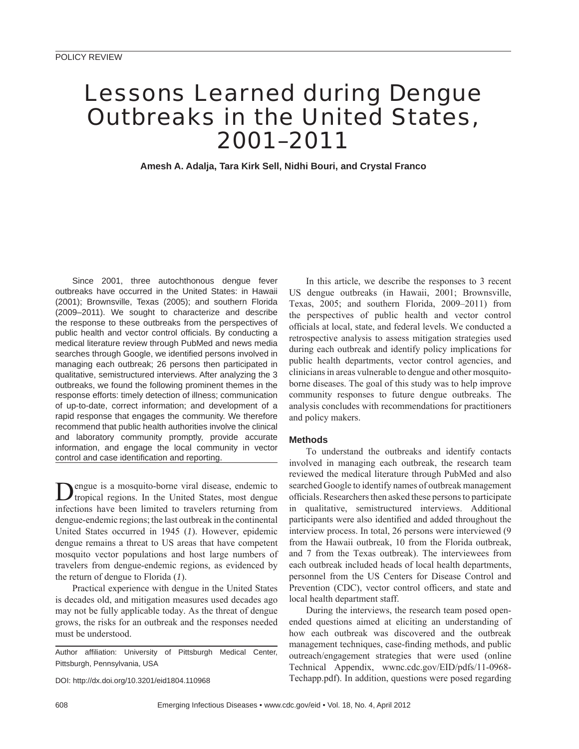POLICY REVIEW

# Lessons Learned during Dengue Outbreaks in the United States, 2001–2011

**Amesh A. Adalja, Tara Kirk Sell, Nidhi Bouri, and Crystal Franco**

Since 2001, three autochthonous dengue fever outbreaks have occurred in the United States: in Hawaii (2001); Brownsville, Texas (2005); and southern Florida (2009–2011). We sought to characterize and describe the response to these outbreaks from the perspectives of public health and vector control officials. By conducting a medical literature review through PubMed and news media searches through Google, we identified persons involved in managing each outbreak; 26 persons then participated in qualitative, semistructured interviews. After analyzing the 3 outbreaks, we found the following prominent themes in the response efforts: timely detection of illness; communication of up-to-date, correct information; and development of a rapid response that engages the community. We therefore recommend that public health authorities involve the clinical and laboratory community promptly, provide accurate information, and engage the local community in vector control and case identification and reporting.

Dengue is a mosquito-borne viral disease, endemic to tropical regions. In the United States, most dengue infections have been limited to travelers returning from dengue-endemic regions; the last outbreak in the continental United States occurred in 1945 (*1*). However, epidemic dengue remains a threat to US areas that have competent mosquito vector populations and host large numbers of travelers from dengue-endemic regions, as evidenced by the return of dengue to Florida (*1*).

Practical experience with dengue in the United States is decades old, and mitigation measures used decades ago may not be fully applicable today. As the threat of dengue grows, the risks for an outbreak and the responses needed must be understood.

Author affiliation: University of Pittsburgh Medical Center, Pittsburgh, Pennsylvania, USA

DOI: http://dx.doi.org/10.3201/eid1804.110968

In this article, we describe the responses to 3 recent US dengue outbreaks (in Hawaii, 2001; Brownsville, Texas, 2005; and southern Florida, 2009–2011) from the perspectives of public health and vector control officials at local, state, and federal levels. We conducted a retrospective analysis to assess mitigation strategies used during each outbreak and identify policy implications for public health departments, vector control agencies, and clinicians in areas vulnerable to dengue and other mosquito-borne diseases. The goal of this study was to help improve community responses to future dengue outbreaks. The analysis concludes with recommendations for practitioners and policy makers.

## Methods

To understand the outbreaks and identify contacts involved in managing each outbreak, the research team reviewed the medical literature through PubMed and also searched Google to identify names of outbreak management officials. Researchers then asked these persons to participate in qualitative, semistructured interviews. Additional participants were also identified and added throughout the interview process. In total, 26 persons were interviewed (9 from the Hawaii outbreak, 10 from the Florida outbreak, and 7 from the Texas outbreak). The interviewees from each outbreak included heads of local health departments, personnel from the US Centers for Disease Control and Prevention (CDC), vector control officers, and state and local health department staff.

During the interviews, the research team posed open-ended questions aimed at eliciting an understanding of how each outbreak was discovered and the outbreak management techniques, case-finding methods, and public outreach/engagement strategies that were used (online Technical Appendix, wwnc.cdc.gov/EID/pdfs/11-0968-Techapp.pdf). In addition, questions were posed regarding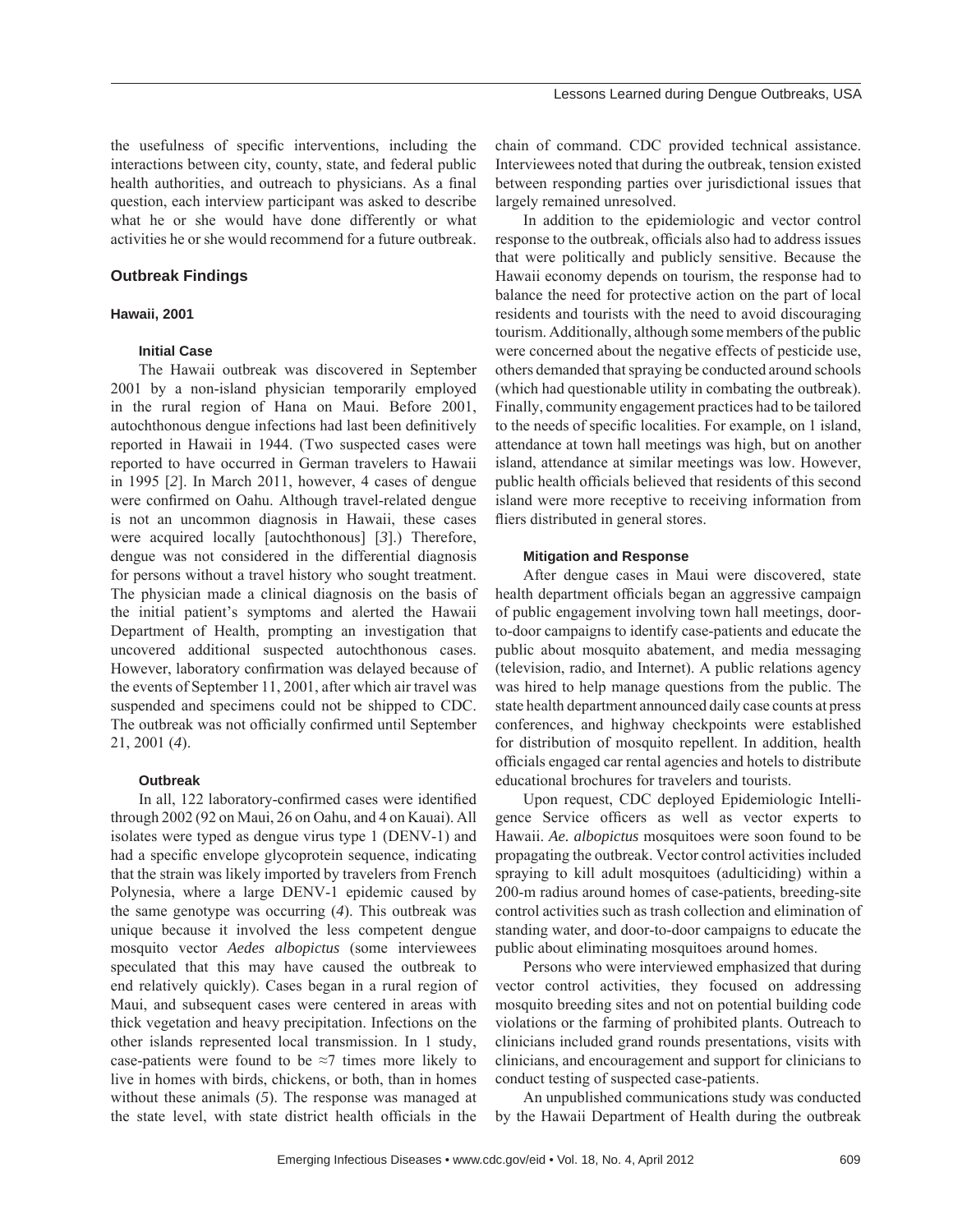the usefulness of specific interventions, including the interactions between city, county, state, and federal public health authorities, and outreach to physicians. As a final question, each interview participant was asked to describe what he or she would have done differently or what activities he or she would recommend for a future outbreak.

## Outbreak Findings

### Hawaii, 2001

#### Initial Case

The Hawaii outbreak was discovered in September 2001 by a non-island physician temporarily employed in the rural region of Hana on Maui. Before 2001, autochthonous dengue infections had last been definitively reported in Hawaii in 1944. (Two suspected cases were reported to have occurred in German travelers to Hawaii in 1995 [*2*]. In March 2011, however, 4 cases of dengue were confirmed on Oahu. Although travel-related dengue is not an uncommon diagnosis in Hawaii, these cases were acquired locally [autochthonous] [*3*].) Therefore, dengue was not considered in the differential diagnosis for persons without a travel history who sought treatment. The physician made a clinical diagnosis on the basis of the initial patient's symptoms and alerted the Hawaii Department of Health, prompting an investigation that uncovered additional suspected autochthonous cases. However, laboratory confirmation was delayed because of the events of September 11, 2001, after which air travel was suspended and specimens could not be shipped to CDC. The outbreak was not officially confirmed until September 21, 2001 (*4*).

#### Outbreak

In all, 122 laboratory-confirmed cases were identified through 2002 (92 on Maui, 26 on Oahu, and 4 on Kauai). All isolates were typed as dengue virus type 1 (DENV-1) and had a specific envelope glycoprotein sequence, indicating that the strain was likely imported by travelers from French Polynesia, where a large DENV-1 epidemic caused by the same genotype was occurring (*4*). This outbreak was unique because it involved the less competent dengue mosquito vector *Aedes albopictus* (some interviewees speculated that this may have caused the outbreak to end relatively quickly). Cases began in a rural region of Maui, and subsequent cases were centered in areas with thick vegetation and heavy precipitation. Infections on the other islands represented local transmission. In 1 study, case-patients were found to be ≈7 times more likely to live in homes with birds, chickens, or both, than in homes without these animals (*5*). The response was managed at the state level, with state district health officials in the chain of command. CDC provided technical assistance. Interviewees noted that during the outbreak, tension existed between responding parties over jurisdictional issues that largely remained unresolved.

In addition to the epidemiologic and vector control response to the outbreak, officials also had to address issues that were politically and publicly sensitive. Because the Hawaii economy depends on tourism, the response had to balance the need for protective action on the part of local residents and tourists with the need to avoid discouraging tourism. Additionally, although some members of the public were concerned about the negative effects of pesticide use, others demanded that spraying be conducted around schools (which had questionable utility in combating the outbreak). Finally, community engagement practices had to be tailored to the needs of specific localities. For example, on 1 island, attendance at town hall meetings was high, but on another island, attendance at similar meetings was low. However, public health officials believed that residents of this second island were more receptive to receiving information from fliers distributed in general stores.

#### Mitigation and Response

After dengue cases in Maui were discovered, state health department officials began an aggressive campaign of public engagement involving town hall meetings, door-to-door campaigns to identify case-patients and educate the public about mosquito abatement, and media messaging (television, radio, and Internet). A public relations agency was hired to help manage questions from the public. The state health department announced daily case counts at press conferences, and highway checkpoints were established for distribution of mosquito repellent. In addition, health officials engaged car rental agencies and hotels to distribute educational brochures for travelers and tourists.

Upon request, CDC deployed Epidemiologic Intelligence Service officers as well as vector experts to Hawaii. *Ae. albopictus* mosquitoes were soon found to be propagating the outbreak. Vector control activities included spraying to kill adult mosquitoes (adulticiding) within a 200-m radius around homes of case-patients, breeding-site control activities such as trash collection and elimination of standing water, and door-to-door campaigns to educate the public about eliminating mosquitoes around homes.

Persons who were interviewed emphasized that during vector control activities, they focused on addressing mosquito breeding sites and not on potential building code violations or the farming of prohibited plants. Outreach to clinicians included grand rounds presentations, visits with clinicians, and encouragement and support for clinicians to conduct testing of suspected case-patients.

An unpublished communications study was conducted by the Hawaii Department of Health during the outbreak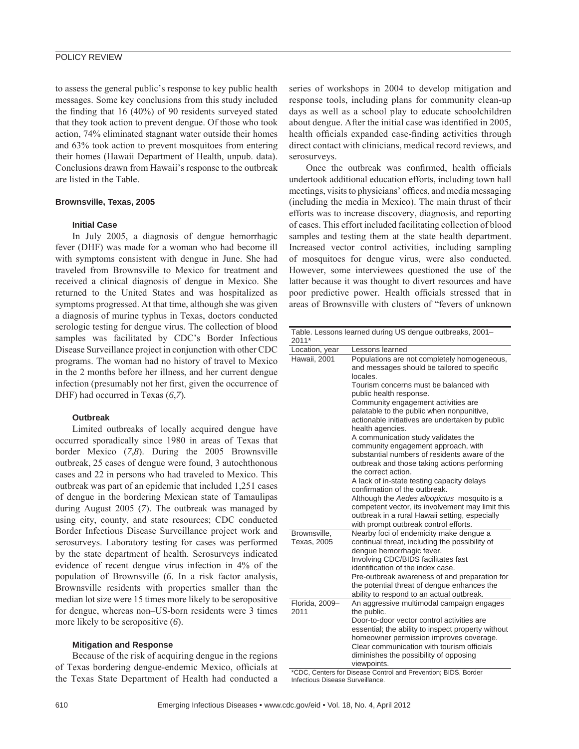to assess the general public's response to key public health messages. Some key conclusions from this study included the finding that 16 (40%) of 90 residents surveyed stated that they took action to prevent dengue. Of those who took action, 74% eliminated stagnant water outside their homes and 63% took action to prevent mosquitoes from entering their homes (Hawaii Department of Health, unpub. data). Conclusions drawn from Hawaii's response to the outbreak are listed in the Table.

### Brownsville, Texas, 2005

#### Initial Case

In July 2005, a diagnosis of dengue hemorrhagic fever (DHF) was made for a woman who had become ill with symptoms consistent with dengue in June. She had traveled from Brownsville to Mexico for treatment and received a clinical diagnosis of dengue in Mexico. She returned to the United States and was hospitalized as symptoms progressed. At that time, although she was given a diagnosis of murine typhus in Texas, doctors conducted serologic testing for dengue virus. The collection of blood samples was facilitated by CDC's Border Infectious Disease Surveillance project in conjunction with other CDC programs. The woman had no history of travel to Mexico in the 2 months before her illness, and her current dengue infection (presumably not her first, given the occurrence of DHF) had occurred in Texas (*6*,*7*).

#### Outbreak

Limited outbreaks of locally acquired dengue have occurred sporadically since 1980 in areas of Texas that border Mexico (*7*,*8*). During the 2005 Brownsville outbreak, 25 cases of dengue were found, 3 autochthonous cases and 22 in persons who had traveled to Mexico. This outbreak was part of an epidemic that included 1,251 cases of dengue in the bordering Mexican state of Tamaulipas during August 2005 (*7*). The outbreak was managed by using city, county, and state resources; CDC conducted Border Infectious Disease Surveillance project work and serosurveys. Laboratory testing for cases was performed by the state department of health. Serosurveys indicated evidence of recent dengue virus infection in 4% of the population of Brownsville (*6*. In a risk factor analysis, Brownsville residents with properties smaller than the median lot size were 15 times more likely to be seropositive for dengue, whereas non–US-born residents were 3 times more likely to be seropositive (*6*).

#### Mitigation and Response

Because of the risk of acquiring dengue in the regions of Texas bordering dengue-endemic Mexico, officials at the Texas State Department of Health had conducted a series of workshops in 2004 to develop mitigation and response tools, including plans for community clean-up days as well as a school play to educate schoolchildren about dengue. After the initial case was identified in 2005, health officials expanded case-finding activities through direct contact with clinicians, medical record reviews, and serosurveys.

Once the outbreak was confirmed, health officials undertook additional education efforts, including town hall meetings, visits to physicians' offices, and media messaging (including the media in Mexico). The main thrust of their efforts was to increase discovery, diagnosis, and reporting of cases. This effort included facilitating collection of blood samples and testing them at the state health department. Increased vector control activities, including sampling of mosquitoes for dengue virus, were also conducted. However, some interviewees questioned the use of the latter because it was thought to divert resources and have poor predictive power. Health officials stressed that in areas of Brownsville with clusters of "fevers of unknown

Table. Lessons learned during US dengue outbreaks, 2001–2011*

| Location, year | Lessons learned |
|---|---|
| Hawaii, 2001 | Populations are not completely homogeneous, and messages should be tailored to specific locales.<br>Tourism concerns must be balanced with public health response.<br>Community engagement activities are palatable to the public when nonpunitive, actionable initiatives are undertaken by public health agencies.<br>A communication study validates the community engagement approach, with substantial numbers of residents aware of the outbreak and those taking actions performing the correct action.<br>A lack of in-state testing capacity delays confirmation of the outbreak.<br>Although the *Aedes albopictus* mosquito is a competent vector, its involvement may limit this outbreak in a rural Hawaii setting, especially with prompt outbreak control efforts. |
| Brownsville, Texas, 2005 | Nearby foci of endemicity make dengue a continual threat, including the possibility of dengue hemorrhagic fever.<br>Involving CDC/BIDS facilitates fast identification of the index case.<br>Pre-outbreak awareness of and preparation for the potential threat of dengue enhances the ability to respond to an actual outbreak. |
| Florida, 2009–2011 | An aggressive multimodal campaign engages the public.<br>Door-to-door vector control activities are essential; the ability to inspect property without homeowner permission improves coverage.<br>Clear communication with tourism officials diminishes the possibility of opposing viewpoints. |

*CDC, Centers for Disease Control and Prevention; BIDS, Border Infectious Disease Surveillance.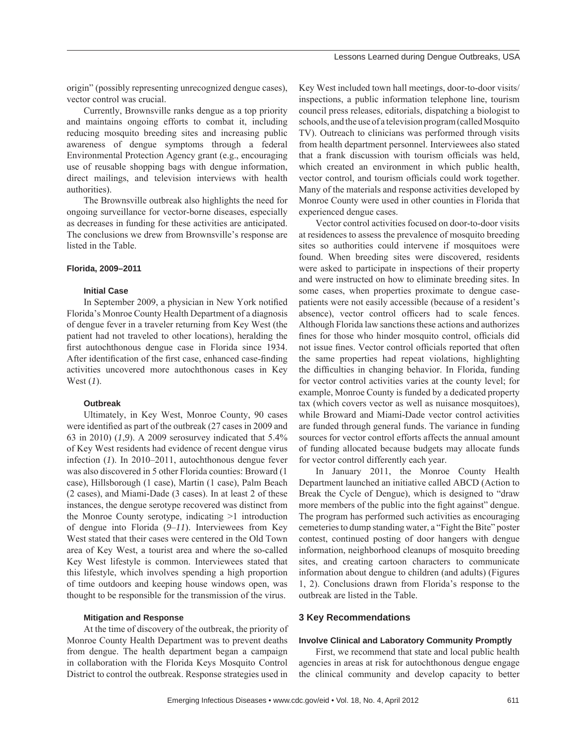origin" (possibly representing unrecognized dengue cases), vector control was crucial.

Currently, Brownsville ranks dengue as a top priority and maintains ongoing efforts to combat it, including reducing mosquito breeding sites and increasing public awareness of dengue symptoms through a federal Environmental Protection Agency grant (e.g., encouraging use of reusable shopping bags with dengue information, direct mailings, and television interviews with health authorities).

The Brownsville outbreak also highlights the need for ongoing surveillance for vector-borne diseases, especially as decreases in funding for these activities are anticipated. The conclusions we drew from Brownsville's response are listed in the Table.

### Florida, 2009–2011

#### Initial Case

In September 2009, a physician in New York notified Florida's Monroe County Health Department of a diagnosis of dengue fever in a traveler returning from Key West (the patient had not traveled to other locations), heralding the first autochthonous dengue case in Florida since 1934. After identification of the first case, enhanced case-finding activities uncovered more autochthonous cases in Key West (*1*).

#### Outbreak

Ultimately, in Key West, Monroe County, 90 cases were identified as part of the outbreak (27 cases in 2009 and 63 in 2010) (*1*,*9*). A 2009 serosurvey indicated that 5.4% of Key West residents had evidence of recent dengue virus infection (*1*). In 2010–2011, autochthonous dengue fever was also discovered in 5 other Florida counties: Broward (1 case), Hillsborough (1 case), Martin (1 case), Palm Beach (2 cases), and Miami-Dade (3 cases). In at least 2 of these instances, the dengue serotype recovered was distinct from the Monroe County serotype, indicating >1 introduction of dengue into Florida (*9*–*11*). Interviewees from Key West stated that their cases were centered in the Old Town area of Key West, a tourist area and where the so-called Key West lifestyle is common. Interviewees stated that this lifestyle, which involves spending a high proportion of time outdoors and keeping house windows open, was thought to be responsible for the transmission of the virus.

#### Mitigation and Response

At the time of discovery of the outbreak, the priority of Monroe County Health Department was to prevent deaths from dengue. The health department began a campaign in collaboration with the Florida Keys Mosquito Control District to control the outbreak. Response strategies used in Key West included town hall meetings, door-to-door visits/inspections, a public information telephone line, tourism council press releases, editorials, dispatching a biologist to schools, and the use of a television program (called Mosquito TV). Outreach to clinicians was performed through visits from health department personnel. Interviewees also stated that a frank discussion with tourism officials was held, which created an environment in which public health, vector control, and tourism officials could work together. Many of the materials and response activities developed by Monroe County were used in other counties in Florida that experienced dengue cases.

Vector control activities focused on door-to-door visits at residences to assess the prevalence of mosquito breeding sites so authorities could intervene if mosquitoes were found. When breeding sites were discovered, residents were asked to participate in inspections of their property and were instructed on how to eliminate breeding sites. In some cases, when properties proximate to dengue case-patients were not easily accessible (because of a resident's absence), vector control officers had to scale fences. Although Florida law sanctions these actions and authorizes fines for those who hinder mosquito control, officials did not issue fines. Vector control officials reported that often the same properties had repeat violations, highlighting the difficulties in changing behavior. In Florida, funding for vector control activities varies at the county level; for example, Monroe County is funded by a dedicated property tax (which covers vector as well as nuisance mosquitoes), while Broward and Miami-Dade vector control activities are funded through general funds. The variance in funding sources for vector control efforts affects the annual amount of funding allocated because budgets may allocate funds for vector control differently each year.

In January 2011, the Monroe County Health Department launched an initiative called ABCD (Action to Break the Cycle of Dengue), which is designed to "draw more members of the public into the fight against" dengue. The program has performed such activities as encouraging cemeteries to dump standing water, a "Fight the Bite" poster contest, continued posting of door hangers with dengue information, neighborhood cleanups of mosquito breeding sites, and creating cartoon characters to communicate information about dengue to children (and adults) (Figures 1, 2). Conclusions drawn from Florida's response to the outbreak are listed in the Table.

## 3 Key Recommendations

### Involve Clinical and Laboratory Community Promptly

First, we recommend that state and local public health agencies in areas at risk for autochthonous dengue engage the clinical community and develop capacity to better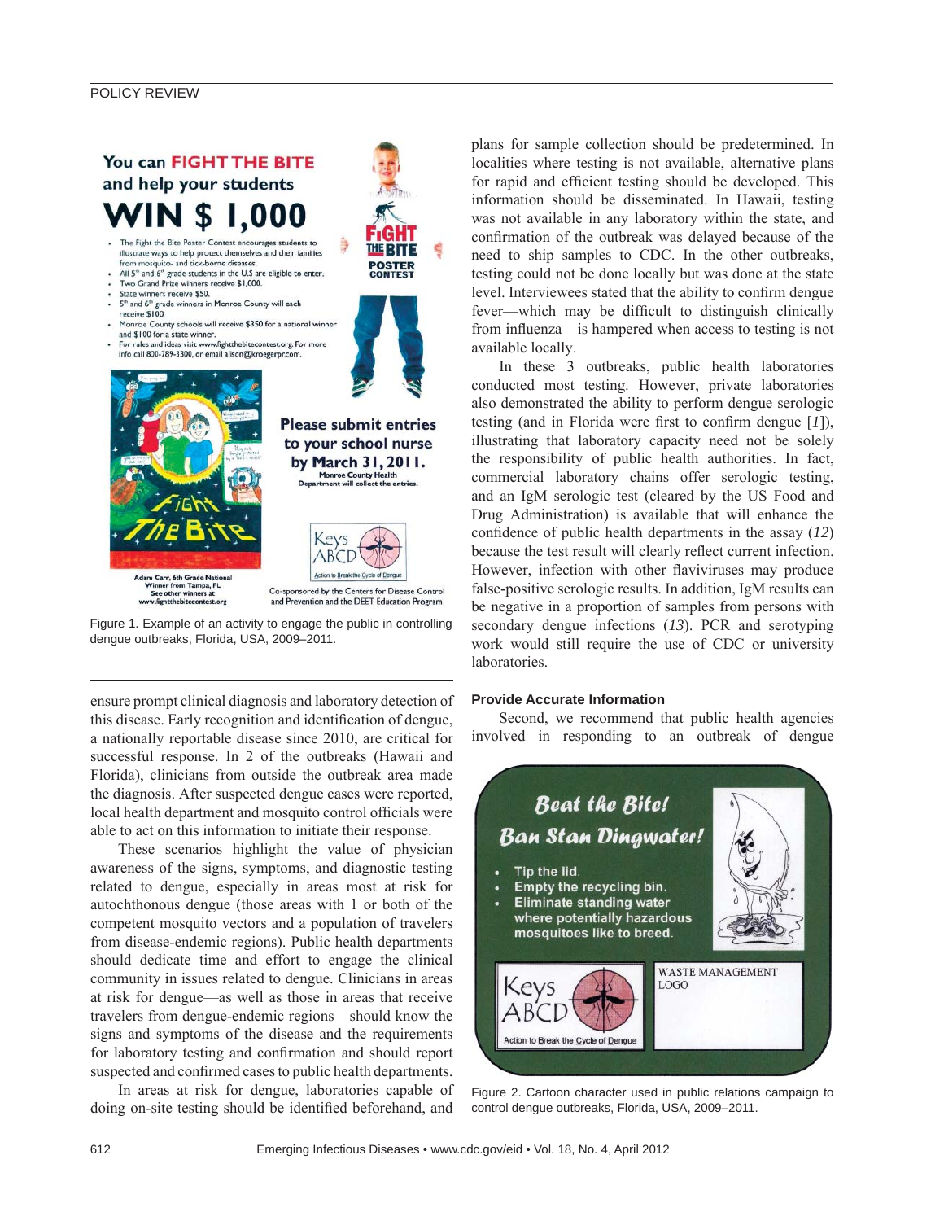Figure 1. Example of an activity to engage the public in controlling dengue outbreaks, Florida, USA, 2009–2011.

ensure prompt clinical diagnosis and laboratory detection of this disease. Early recognition and identification of dengue, a nationally reportable disease since 2010, are critical for successful response. In 2 of the outbreaks (Hawaii and Florida), clinicians from outside the outbreak area made the diagnosis. After suspected dengue cases were reported, local health department and mosquito control officials were able to act on this information to initiate their response.

These scenarios highlight the value of physician awareness of the signs, symptoms, and diagnostic testing related to dengue, especially in areas most at risk for autochthonous dengue (those areas with 1 or both of the competent mosquito vectors and a population of travelers from disease-endemic regions). Public health departments should dedicate time and effort to engage the clinical community in issues related to dengue. Clinicians in areas at risk for dengue—as well as those in areas that receive travelers from dengue-endemic regions—should know the signs and symptoms of the disease and the requirements for laboratory testing and confirmation and should report suspected and confirmed cases to public health departments.

In areas at risk for dengue, laboratories capable of doing on-site testing should be identified beforehand, and plans for sample collection should be predetermined. In localities where testing is not available, alternative plans for rapid and efficient testing should be developed. This information should be disseminated. In Hawaii, testing was not available in any laboratory within the state, and confirmation of the outbreak was delayed because of the need to ship samples to CDC. In the other outbreaks, testing could not be done locally but was done at the state level. Interviewees stated that the ability to confirm dengue fever—which may be difficult to distinguish clinically from influenza—is hampered when access to testing is not available locally.

In these 3 outbreaks, public health laboratories conducted most testing. However, private laboratories also demonstrated the ability to perform dengue serologic testing (and in Florida were first to confirm dengue [*1*]), illustrating that laboratory capacity need not be solely the responsibility of public health authorities. In fact, commercial laboratory chains offer serologic testing, and an IgM serologic test (cleared by the US Food and Drug Administration) is available that will enhance the confidence of public health departments in the assay (*12*) because the test result will clearly reflect current infection. However, infection with other flaviviruses may produce false-positive serologic results. In addition, IgM results can be negative in a proportion of samples from persons with secondary dengue infections (*13*). PCR and serotyping work would still require the use of CDC or university laboratories.

#### Provide Accurate Information

Second, we recommend that public health agencies involved in responding to an outbreak of dengue

Figure 2. Cartoon character used in public relations campaign to control dengue outbreaks, Florida, USA, 2009–2011.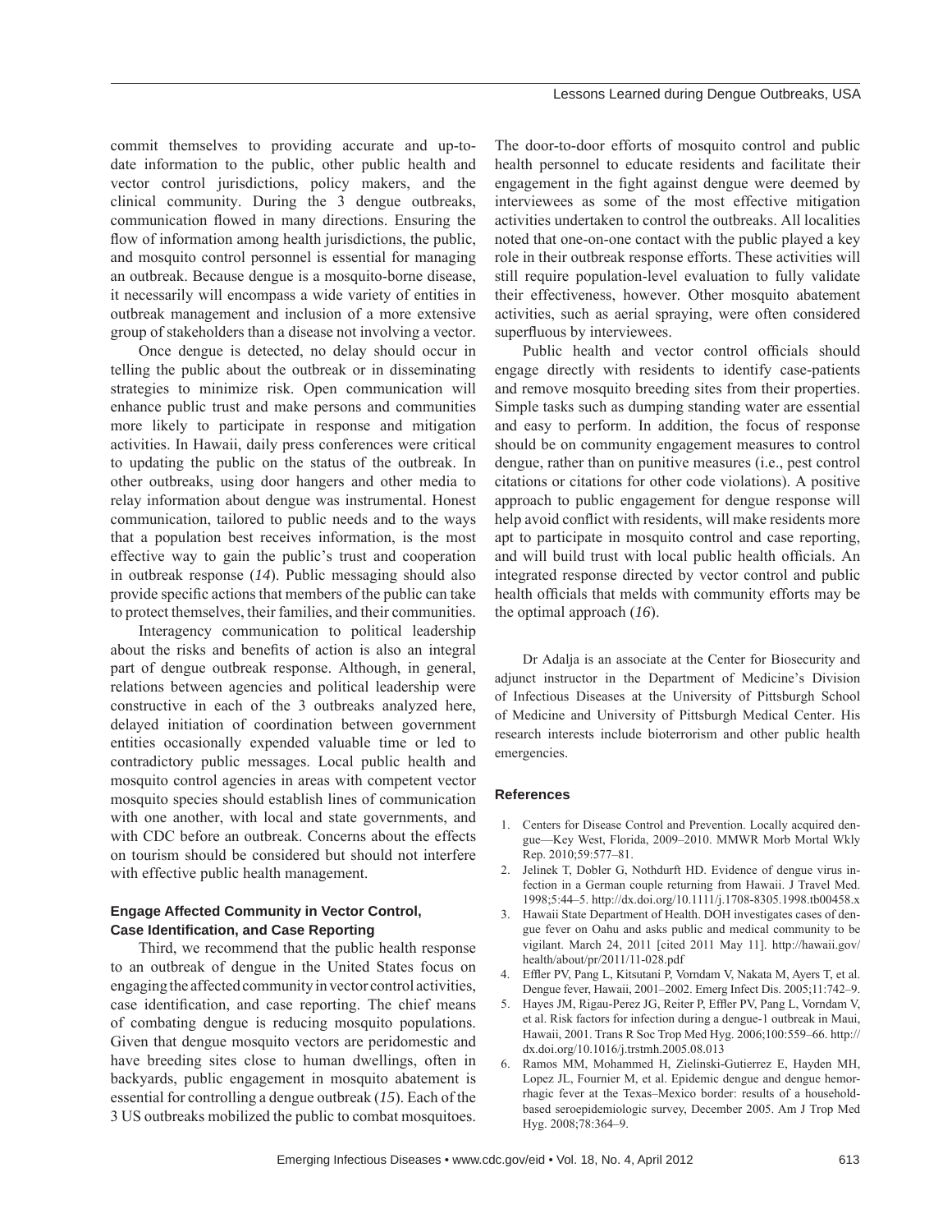commit themselves to providing accurate and up-to-date information to the public, other public health and vector control jurisdictions, policy makers, and the clinical community. During the 3 dengue outbreaks, communication flowed in many directions. Ensuring the flow of information among health jurisdictions, the public, and mosquito control personnel is essential for managing an outbreak. Because dengue is a mosquito-borne disease, it necessarily will encompass a wide variety of entities in outbreak management and inclusion of a more extensive group of stakeholders than a disease not involving a vector.

Once dengue is detected, no delay should occur in telling the public about the outbreak or in disseminating strategies to minimize risk. Open communication will enhance public trust and make persons and communities more likely to participate in response and mitigation activities. In Hawaii, daily press conferences were critical to updating the public on the status of the outbreak. In other outbreaks, using door hangers and other media to relay information about dengue was instrumental. Honest communication, tailored to public needs and to the ways that a population best receives information, is the most effective way to gain the public's trust and cooperation in outbreak response (*14*). Public messaging should also provide specific actions that members of the public can take to protect themselves, their families, and their communities.

Interagency communication to political leadership about the risks and benefits of action is also an integral part of dengue outbreak response. Although, in general, relations between agencies and political leadership were constructive in each of the 3 outbreaks analyzed here, delayed initiation of coordination between government entities occasionally expended valuable time or led to contradictory public messages. Local public health and mosquito control agencies in areas with competent vector mosquito species should establish lines of communication with one another, with local and state governments, and with CDC before an outbreak. Concerns about the effects on tourism should be considered but should not interfere with effective public health management.

### Engage Affected Community in Vector Control, Case Identification, and Case Reporting

Third, we recommend that the public health response to an outbreak of dengue in the United States focus on engaging the affected community in vector control activities, case identification, and case reporting. The chief means of combating dengue is reducing mosquito populations. Given that dengue mosquito vectors are peridomestic and have breeding sites close to human dwellings, often in backyards, public engagement in mosquito abatement is essential for controlling a dengue outbreak (*15*). Each of the 3 US outbreaks mobilized the public to combat mosquitoes. The door-to-door efforts of mosquito control and public health personnel to educate residents and facilitate their engagement in the fight against dengue were deemed by interviewees as some of the most effective mitigation activities undertaken to control the outbreaks. All localities noted that one-on-one contact with the public played a key role in their outbreak response efforts. These activities will still require population-level evaluation to fully validate their effectiveness, however. Other mosquito abatement activities, such as aerial spraying, were often considered superfluous by interviewees.

Public health and vector control officials should engage directly with residents to identify case-patients and remove mosquito breeding sites from their properties. Simple tasks such as dumping standing water are essential and easy to perform. In addition, the focus of response should be on community engagement measures to control dengue, rather than on punitive measures (i.e., pest control citations or citations for other code violations). A positive approach to public engagement for dengue response will help avoid conflict with residents, will make residents more apt to participate in mosquito control and case reporting, and will build trust with local public health officials. An integrated response directed by vector control and public health officials that melds with community efforts may be the optimal approach (*16*).

Dr Adalja is an associate at the Center for Biosecurity and adjunct instructor in the Department of Medicine's Division of Infectious Diseases at the University of Pittsburgh School of Medicine and University of Pittsburgh Medical Center. His research interests include bioterrorism and other public health emergencies.

### References

1. Centers for Disease Control and Prevention. Locally acquired dengue—Key West, Florida, 2009–2010. MMWR Morb Mortal Wkly Rep. 2010;59:577–81.
2. Jelinek T, Dobler G, Nothdurft HD. Evidence of dengue virus infection in a German couple returning from Hawaii. J Travel Med. 1998;5:44–5. http://dx.doi.org/10.1111/j.1708-8305.1998.tb00458.x
3. Hawaii State Department of Health. DOH investigates cases of dengue fever on Oahu and asks public and medical community to be vigilant. March 24, 2011 [cited 2011 May 11]. http://hawaii.gov/health/about/pr/2011/11-028.pdf
4. Effler PV, Pang L, Kitsutani P, Vorndam V, Nakata M, Ayers T, et al. Dengue fever, Hawaii, 2001–2002. Emerg Infect Dis. 2005;11:742–9.
5. Hayes JM, Rigau-Perez JG, Reiter P, Effler PV, Pang L, Vorndam V, et al. Risk factors for infection during a dengue-1 outbreak in Maui, Hawaii, 2001. Trans R Soc Trop Med Hyg. 2006;100:559–66. http://dx.doi.org/10.1016/j.trstmh.2005.08.013
6. Ramos MM, Mohammed H, Zielinski-Gutierrez E, Hayden MH, Lopez JL, Fournier M, et al. Epidemic dengue and dengue hemorrhagic fever at the Texas–Mexico border: results of a household-based seroepidemiologic survey, December 2005. Am J Trop Med Hyg. 2008;78:364–9.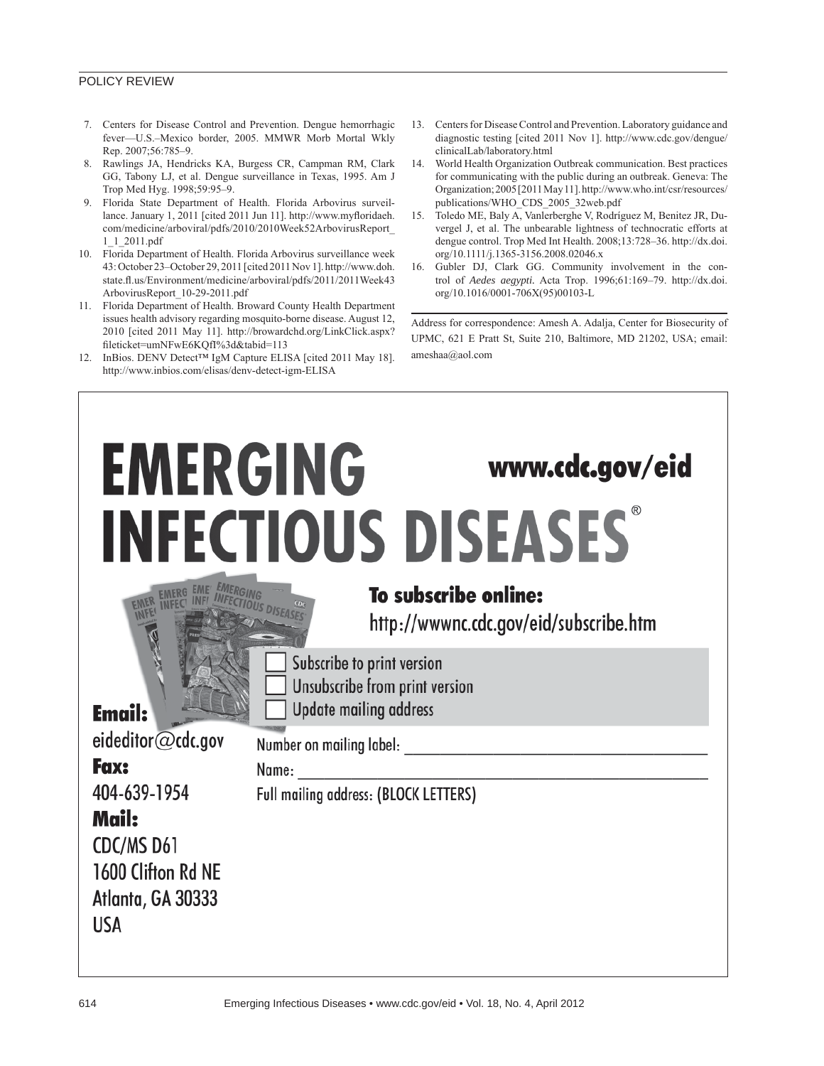7. Centers for Disease Control and Prevention. Dengue hemorrhagic fever—U.S.–Mexico border, 2005. MMWR Morb Mortal Wkly Rep. 2007;56:785–9.
8. Rawlings JA, Hendricks KA, Burgess CR, Campman RM, Clark GG, Tabony LJ, et al. Dengue surveillance in Texas, 1995. Am J Trop Med Hyg. 1998;59:95–9.
9. Florida State Department of Health. Florida Arbovirus surveillance. January 1, 2011 [cited 2011 Jun 11]. http://www.myfloridaeh.com/medicine/arboviral/pdfs/2010/2010Week52ArbovirusReport_1_1_2011.pdf
10. Florida Department of Health. Florida Arbovirus surveillance week 43: October 23–October 29, 2011 [cited 2011 Nov 1]. http://www.doh.state.fl.us/Environment/medicine/arboviral/pdfs/2011/2011Week43ArbovirusReport_10-29-2011.pdf
11. Florida Department of Health. Broward County Health Department issues health advisory regarding mosquito-borne disease. August 12, 2010 [cited 2011 May 11]. http://browardchd.org/LinkClick.aspx?fileticket=umNFwE6KQfI%3d&tabid=113
12. InBios. DENV Detect™ IgM Capture ELISA [cited 2011 May 18]. http://www.inbios.com/elisas/denv-detect-igm-ELISA
13. Centers for Disease Control and Prevention. Laboratory guidance and diagnostic testing [cited 2011 Nov 1]. http://www.cdc.gov/dengue/clinicalLab/laboratory.html
14. World Health Organization Outbreak communication. Best practices for communicating with the public during an outbreak. Geneva: The Organization; 2005 [2011 May 11]. http://www.who.int/csr/resources/publications/WHO_CDS_2005_32web.pdf
15. Toledo ME, Baly A, Vanlerberghe V, Rodríguez M, Benitez JR, Duvergel J, et al. The unbearable lightness of technocratic efforts at dengue control. Trop Med Int Health. 2008;13:728–36. http://dx.doi.org/10.1111/j.1365-3156.2008.02046.x
16. Gubler DJ, Clark GG. Community involvement in the control of *Aedes aegypti*. Acta Trop. 1996;61:169–79. http://dx.doi.org/10.1016/0001-706X(95)00103-L

Address for correspondence: Amesh A. Adalja, Center for Biosecurity of UPMC, 621 E Pratt St, Suite 210, Baltimore, MD 21202, USA; email: ameshaa@aol.com

# EMERGING INFECTIOUS DISEASES®

www.cdc.gov/eid

**To subscribe online:**
http://wwwnc.cdc.gov/eid/subscribe.htm

- [ ] Subscribe to print version
- [ ] Unsubscribe from print version
- [ ] Update mailing address

Number on mailing label: ______________________

Name: ______________________

Full mailing address: (BLOCK LETTERS)

**Email:**
eideditor@cdc.gov

**Fax:**
404-639-1954

**Mail:**
CDC/MS D61
1600 Clifton Rd NE
Atlanta, GA 30333
USA